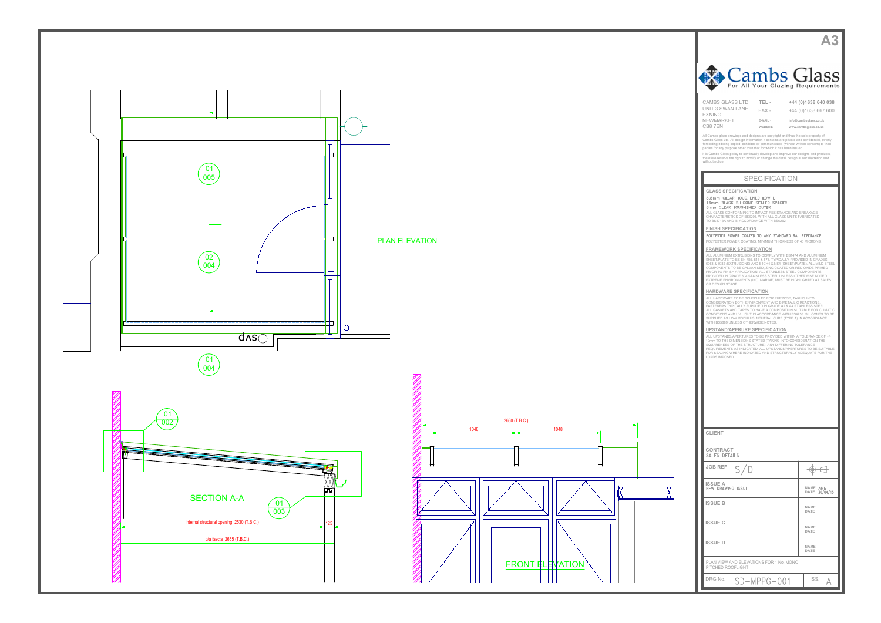A3

# Cambs Glass

For All Your Glazing Requirements

CAMBS GLASS LTD
UNIT 3 SWAN LANE
EXNING
NEWMARKET
CB8 7EN

TEL - +44 (0)1638 640 038
FAX - +44 (0)1638 667 600
E-MAIL - info@cambsglass.co.uk
WEBSITE - www.cambsglass.co.uk

All Cambs glass drawings and designs are copyright and thus the sole property of Cambs Glass Ltd. All design information it contains are private and confidential, strictly forbidding it being copied, exhibited or communicated (without written consent) to third parties for any purpose other than that for which it has been issued.

It is Cambs Glass policy to continually develop and improve our designs and products, therefore reserve the right to modify or change the detail design at our discretion and without notice.

## SPECIFICATION

### GLASS SPECIFICATION

6.8mm CLEAR TOUGHENED LOW E
16mm BLACK SILICONE SEALED SPACER
8mm CLEAR TOUGHENED OUTER

ALL GLASS CONFORMING TO IMPACT RESISTANCE AND BREAKAGE CHARACTERISTICS OF BS6206, WITH ALL GLASS UNITS FABRICATED TO BS5713A AND IN ACCORDANCE WITH BS6262

### FINISH SPECIFICATION

POLYESTER POWER COATED TO ANY STANDARD RAL REFERANCE

POLYESTER POWER COATING, MINIMUM THICKNESS OF 40 MICRONS.

### FRAMEWORK SPECIFICATION

ALL ALUMINIUM EXTRUSIONS TO COMPLY WITH BS1474 AND ALUMINIUM SHEET/PLATE TO BS EN 485, 515 & 573. TYPICALLY PROVIDED IN GRADES 6063 & 6082 (EXTRUSIONS) AND S1CH4 & NS4 (SHEET/PLATE). ALL MILD STEEL COMPONENTS TO BE GALVANISED, ZINC COATED OR RED OXIDE PRIMED PRIOR TO FINISH APPLICATION. ALL STAINLESS STEEL COMPONENTS PROVIDED IN GRADE 304 STAINLESS STEEL UNLESS OTHERWISE NOTED. EXTREME ENVIRONMENTS (INC. MARINE) MUST BE HIGHLIGHTED AT SALES OR DESIGN STAGE.

### HARDWARE SPECIFICATION

ALL HARDWARE TO BE SCHEDULED FOR PURPOSE, TAKING INTO CONSIDERATION BOTH ENVIRONMENT AND BIMETALLIC REACTIONS. FASTENERS TYPICALLY SUPPLIED IN GRADE A2 & A4 STAINLESS STEEL. ALL GASKETS AND TAPES TO HAVE A COMPOSITION SUITABLE FOR CLIMATIC CONDITIONS AND UV LIGHT IN ACCORDANCE WITH BS4255. SILICONES TO BE SUPPLIED AS LOW MODULUS, NEUTRAL CURE (TYPE A) IN ACCORDANCE WITH BS5889 UNLESS OTHERWISE NOTED.

### UPSTAND/APERURE SPECIFICATION

ALL UPSTANDS/APERTURES TO BE PROVIDED WITHIN A TOLERANCE OF +/- 10mm TO THE DIMENSIONS STATED (TAKING INTO CONSIDERATION THE SQUARENESS OF THE STRUCTURE). ANY DIFFERING TOLERANCE REQUIREMENTS AS INDICATED. ALL UPSTANDS/APERTURES TO BE SUITABLE FOR SEALING WHERE INDICATED AND STRUCTURALLY ADEQUATE FOR THE LOADS IMPOSED.

| | |
|---|---|
| CLIENT | |
| CONTRACT: SALES DETAILS | |
| JOB REF: S/D | |
| ISSUE A: NEW DRAWING ISSUE | NAME: AME; DATE: 30/04/15 |
| ISSUE B | NAME; DATE |
| ISSUE C | NAME; DATE |
| ISSUE D | NAME; DATE |
| PLAN VIEW AND ELEVATIONS FOR 1 No. MONO PITCHED ROOFLIGHT | |
| DRG No. SD-MPPG-001 | ISS. A |

PLAN ELEVATION

01/005, 02/004, 01/004, UP

SECTION A-A

01/002, 01/003

Internal structural opening 2530 (T.B.C.)

125

o/a fascia 2655 (T.B.C.)

FRONT ELEVATION

2680 (T.B.C.)

1048, 1048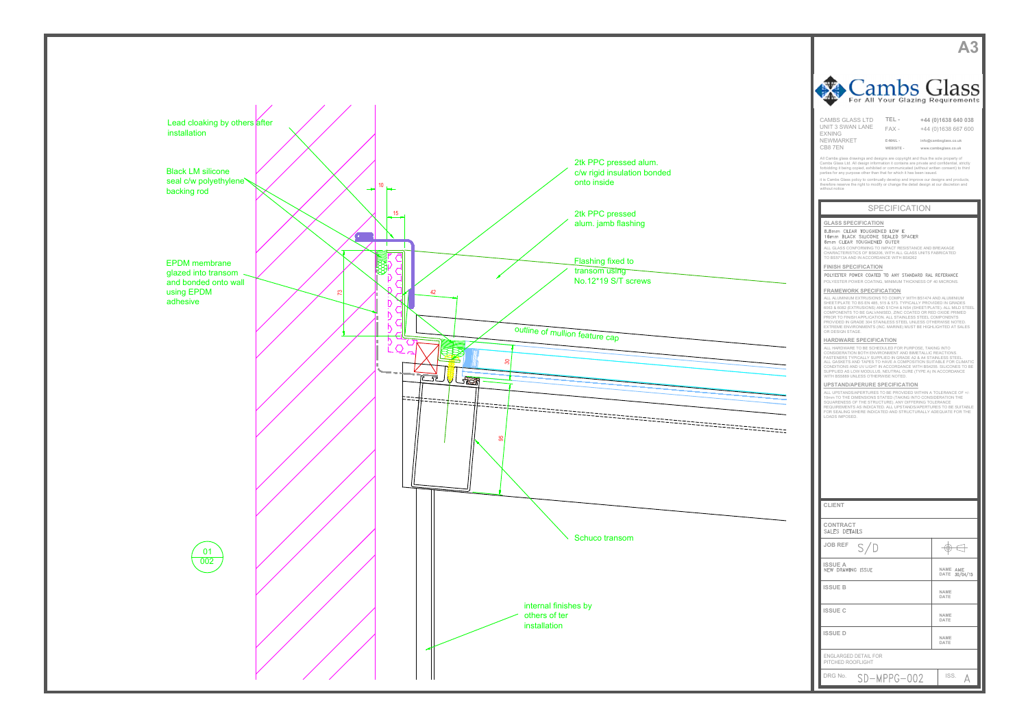Lead cloaking by others after installation

Black LM silicone seal c/w polyethylene backing rod

EPDM membrane glazed into transom and bonded onto wall using EPDM adhesive

2tk PPC pressed alum. c/w rigid insulation bonded onto inside

2tk PPC pressed alum. jamb flashing

Flashing fixed to transom using No.12*19 S/T screws

outline of mullion feature cap

Schuco transom

internal finishes by others of ter installation

10

15

73

42

30

95

01
002

A3

# Cambs Glass

For All Your Glazing Requirements

CAMBS GLASS LTD
UNIT 3 SWAN LANE
EXNING
NEWMARKET
CB8 7EN

TEL - +44 (0)1638 640 038
FAX - +44 (0)1638 667 600
E-MAIL - info@cambsglass.co.uk
WEBSITE - www.cambsglass.co.uk

All Cambs glass drawings and designs are copyright and thus the sole property of Cambs Glass Ltd. All design information it contains are private and confidential, strictly forbidding it being copied, exhibited or communicated (without written consent) to third parties for any purpose other than that for which it has been issued.

It is Cambs Glass policy to continually develop and improve our designs and products, therefore reserve the right to modify or change the detail design at our discretion and without notice.

## SPECIFICATION

### GLASS SPECIFICATION

8.8mm CLEAR TOUGHENED LOW E
16mm BLACK SILICONE SEALED SPACER
8mm CLEAR TOUGHENED OUTER

ALL GLASS CONFORMING TO IMPACT RESISTANCE AND BREAKAGE CHARACTERISTICS OF BS6206, WITH ALL GLASS UNITS FABRICATED TO BS5713A AND IN ACCORDANCE WITH BS6262

### FINISH SPECIFICATION

POLYESTER POWER COATED TO ANY STANDARD RAL REFERANCE

POLYESTER POWER COATING, MINIMUM THICKNESS OF 40 MICRONS.

### FRAMEWORK SPECIFICATION

ALL ALUMINIUM EXTRUSIONS TO COMPLY WITH BS1474 AND ALUMINIUM SHEET/PLATE TO BS EN 485, 515 & 573. TYPICALLY PROVIDED IN GRADES 6063 & 6082 (EXTRUSION) AND S1CH4 & NS4 (SHEET/PLATE). ALL MILD STEEL COMPONENTS TO BE GALVANISED, ZINC COATED OR RED OXIDE PRIMED PRIOR TO FINISH APPLICATION. ALL STAINLESS STEEL COMPONENTS PROVIDED IN GRADE 304 STAINLESS STEEL UNLESS OTHERWISE NOTED. EXTREME ENVIRONMENTS (INC. MARINE) MUST BE HIGHLIGHTED AT SALES OR DESIGN STAGE.

### HARDWARE SPECIFICATION

ALL HARDWARE TO BE SCHEDULED FOR PURPOSE, TAKING INTO CONSIDERATION BOTH ENVIRONMENT AND BIMETALLIC REACTIONS. FASTENERS TYPICALLY SUPPLIED IN GRADE A2 & A4 STAINLESS STEEL. ALL GASKETS AND TAPES TO HAVE A COMPOSITION SUITABLE FOR CLIMATIC CONDITIONS AND UV LIGHT IN ACCORDANCE WITH BS4255. SILICONES TO BE SUPPLIED AS LOW MODULUS, NEUTRAL CURE (TYPE A) IN ACCORDANCE WITH BS5889 UNLESS OTHERWISE NOTED.

### UPSTAND/APERURE SPECIFICATION

ALL UPSTANDS/APERTURES TO BE PROVIDED WITHIN A TOLERANCE OF +/- 10mm TO THE DIMENSIONS STATED (TAKING INTO CONSIDERATION THE SQUARENESS OF THE STRUCTURE). ANY DIFFERING TOLERANCE REQUIREMENTS AS INDICATED. ALL UPSTANDS/APERTURES TO BE SUITABLE FOR SEALING WHERE INDICATED AND STRUCTURALLY ADEQUATE FOR THE LOADS IMPOSED.

| | |
|---|---|
| CLIENT | |
| CONTRACT SALES DETAILS | |
| JOB REF S/D | |
| ISSUE A NEW DRAWING ISSUE | NAME AME DATE 30/04/15 |
| ISSUE B | NAME DATE |
| ISSUE C | NAME DATE |
| ISSUE D | NAME DATE |

ENGLARGED DETAIL FOR PITCHED ROOFLIGHT

DRG No. SD-MPPG-002 ISS. A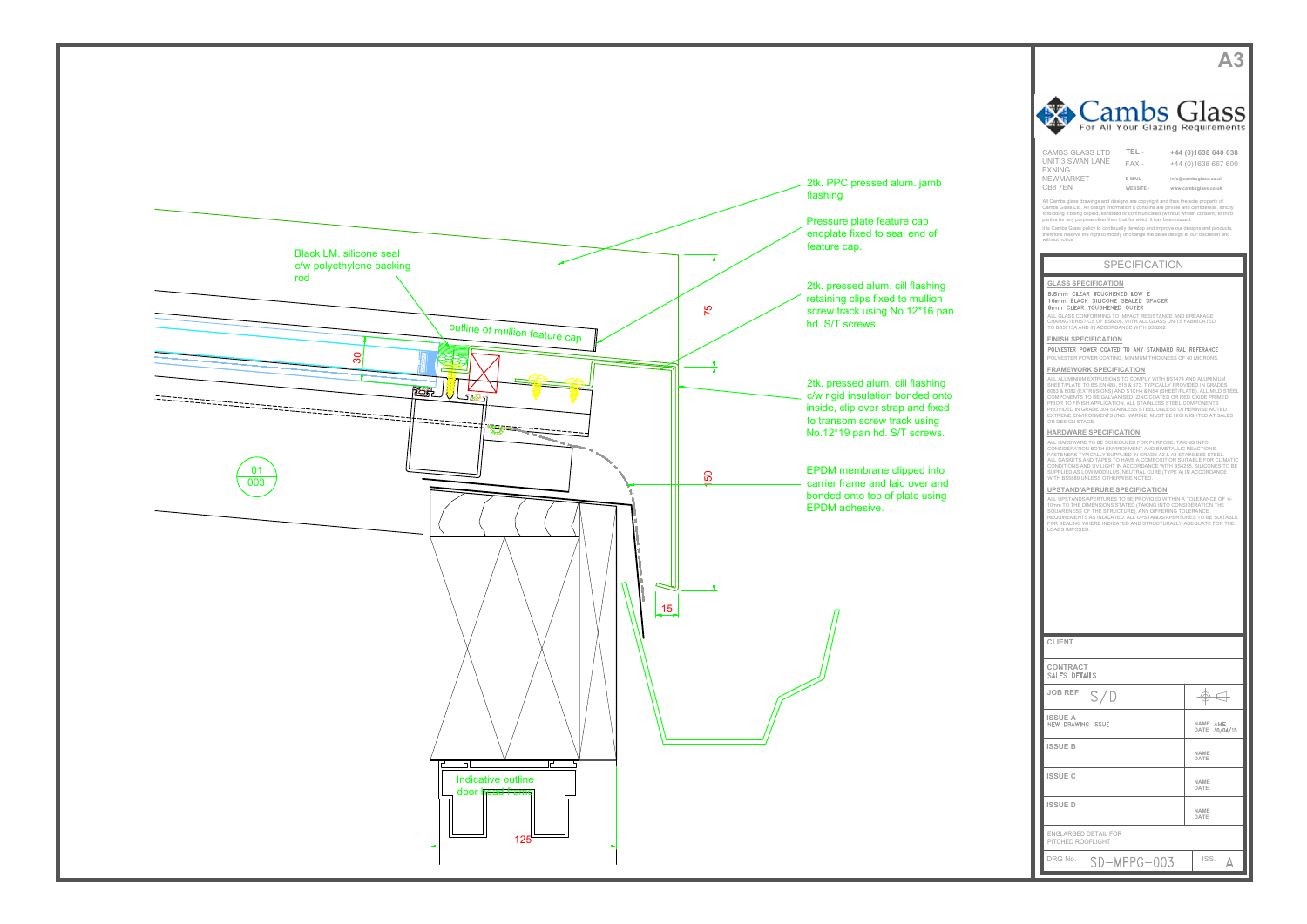Black LM. silicone seal c/w polyethylene backing rod

outline of mullion feature cap

2tk. PPC pressed alum. jamb flashing

Pressure plate feature cap endplate fixed to seal end of feature cap.

2tk. pressed alum. cill flashing retaining clips fixed to mullion screw track using No.12*16 pan hd. S/T screws.

2tk. pressed alum. cill flashing c/w rigid insulation bonded onto inside, clip over strap and fixed to transom screw track using No.12*19 pan hd. S/T screws.

EPDM membrane clipped into carrier frame and laid over and bonded onto top of plate using EPDM adhesive.

Indicative outline door case frame

30

75

50

15

125

01
003

A3

# Cambs Glass

For All Your Glazing Requirements

CAMBS GLASS LTD
UNIT 3 SWAN LANE
EXNING
NEWMARKET
CB8 7EN

TEL - +44 (0)1638 640 038
FAX - +44 (0)1638 667 600
E-MAIL - info@cambsglass.co.uk
WEBSITE - www.cambsglass.co.uk

All Cambs glass drawings and designs are copyright and thus the sole property of Cambs Glass Ltd. All design information it contains are private and confidential, strictly forbidding it being copied, exhibited or communicated (without written consent) to third parties for any purpose other than that for which it has been issued.

It is Cambs Glass policy to continually develop and improve our designs and products, therefore reserve the right to modify or change the detail design at our discretion and without notice.

## SPECIFICATION

**GLASS SPECIFICATION**

8.8mm CLEAR TOUGHENED LOW E
16mm BLACK SILICONE SEALED SPACER
6mm CLEAR TOUGHENED OUTER

ALL GLASS CONFORMING TO IMPACT RESISTANCE AND BREAKAGE CHARACTERISTICS OF BS6206, WITH ALL GLASS UNITS FABRICATED TO BS5713A AND IN ACCORDANCE WITH BS6262

**FINISH SPECIFICATION**

POLYESTER POWER COATED TO ANY STANDARD RAL REFERANCE
POLYESTER POWER COATING, MINIMUM THICKNESS OF 40 MICRONS.

**FRAMEWORK SPECIFICATION**

ALL ALUMINIUM EXTRUSIONS TO COMPLY WITH BS1474 AND ALUMINIUM SHEET/PLATE TO BS EN 485, 515 & 573. TYPICALLY PROVIDED IN GRADES 6063 & 6082 (EXTRUSIONS) AND S1C/H4 & NS4 (SHEET/PLATE). ALL MILD STEEL COMPONENTS TO BE GALVANISED, ZINC COATED OR RED OXIDE PRIMED PRIOR TO FINISH APPLICATION. ALL STAINLESS STEEL COMPONENTS PROVIDED IN GRADE 304 STAINLESS STEEL UNLESS OTHERWISE NOTED. EXTREME ENVIRONMENTS (INC. MARINE) MUST BE HIGHLIGHTED AT SALES OR DESIGN STAGE.

**HARDWARE SPECIFICATION**

ALL HARDWARE TO BE SCHEDULED FOR PURPOSE, TAKING INTO CONSIDERATION BOTH ENVIRONMENT AND BIMETALLIC REACTIONS. FASTENERS TYPICALLY SUPPLIED IN GRADE A2 & A4 STAINLESS STEEL. ALL GASKETS AND TAPES TO HAVE A COMPOSITION SUITABLE FOR CLIMATIC CONDITIONS AND UV LIGHT IN ACCORDANCE WITH BS4255. SILICONES TO BE SUPPLIED AS LOW MODULUS, NEUTRAL CURE (TYPE A) IN ACCORDANCE WITH BS5889 UNLESS OTHERWISE NOTED.

**UPSTAND/APERURE SPECIFICATION**

ALL UPSTANDS/APERTURES TO BE PROVIDED WITHIN A TOLERANCE OF +/- 10mm TO THE DIMENSIONS STATED (TAKING INTO CONSIDERATION THE SQUARENESS OF THE STRUCTURE). ANY DIFFERING TOLERANCE REQUIREMENTS AS INDICATED. ALL UPSTANDS/APERTURES TO BE SUITABLE FOR SEALING WHERE INDICATED AND STRUCTURALLY ADEQUATE FOR THE LOADS IMPOSED.

| | |
|---|---|
| CLIENT | |
| CONTRACT<br>SALES DETAILS | |
| JOB REF S/D | |
| ISSUE A<br>NEW DRAWING ISSUE | NAME AME<br>DATE 30/04/15 |
| ISSUE B | NAME<br>DATE |
| ISSUE C | NAME<br>DATE |
| ISSUE D | NAME<br>DATE |
| ENGLARGED DETAIL FOR PITCHED ROOFLIGHT | |
| DRG No. SD-MPPG-003 | ISS. A |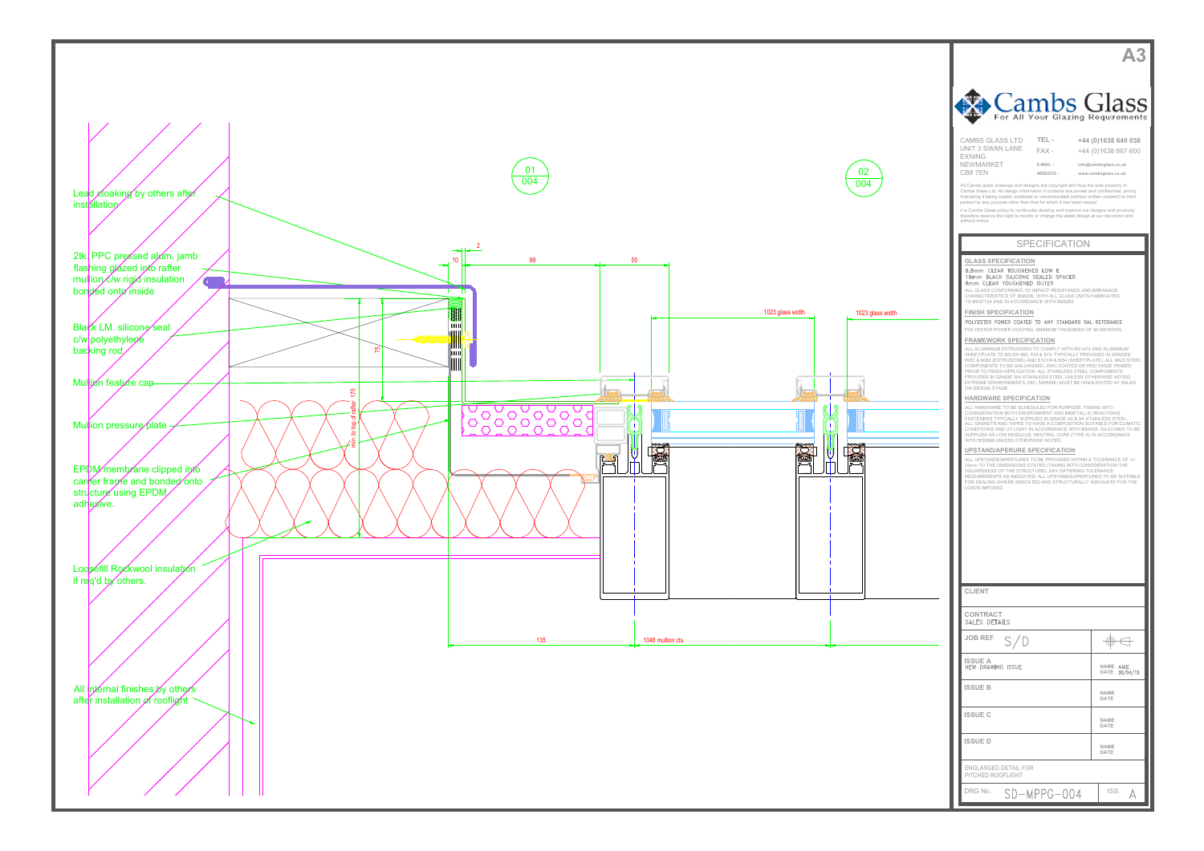A3

# Cambs Glass
For All Your Glazing Requirements

CAMBS GLASS LTD
UNIT 3 SWAN LANE
EXNING
NEWMARKET
CB8 7EN

TEL - +44 (0)1638 640 038
FAX - +44 (0)1638 667 600
E-MAIL - info@cambsglass.co.uk
WEBSITE - www.cambsglass.co.uk

All Cambs glass drawings and designs are copyright and thus the sole property of Cambs Glass Ltd. All design information it contains are private and confidential, strictly forbidding it being copied, exhibited or communicated (without written consent) to third parties for any purpose other than that for which it has been issued.

It is Cambs Glass policy to continually develop and improve our designs and products, therefore reserve the right to modify or change the detail design at our discretion and without notice.

Lead cloaking by others after installation

2tk. PPC pressed alum. jamb flashing glazed into rafter mullion c/w rigid insulation bonded onto inside

Black LM. silicone seal c/w polyethylene backing rod

Mullion feature cap

Mullion pressure plate

EPDM membrane clipped into carrier frame and bonded onto structure using EPDM adhesive.

Loosefill Rockwool insulation if req'd by others.

All internal finishes by others after installation of rooflight

01 / 004

02 / 004

2, 10, 98, 50, 75, min. to top of rafter 175

1023 glass width

1023 glass width

135

1048 mullion cts.

## SPECIFICATION

**GLASS SPECIFICATION**

8.8mm CLEAR TOUGHENED LOW E
16mm BLACK SILICONE SEALED SPACER
8mm CLEAR TOUGHENED OUTER

ALL GLASS CONFORMING TO IMPACT RESISTANCE AND BREAKAGE CHARACTERISTICS OF BS6206, WITH ALL GLASS UNITS FABRICATED TO BS5713A AND IN ACCORDANCE WITH BS6262

**FINISH SPECIFICATION**

POLYESTER POWER COATED TO ANY STANDARD RAL REFERANCE
POLYESTER POWER COATING, MINIMUM THICKNESS OF 40 MICRONS.

**FRAMEWORK SPECIFICATION**

ALL ALUMINIUM EXTRUSIONS TO COMPLY WITH BS1474 AND ALUMINIUM SHEET/PLATE TO BS EN 485, 515 & 573. TYPICALLY PROVIDED IN GRADES 6063 & 6082 (EXTRUSIONS) AND S1CH4 & NS4 (SHEET/PLATE). ALL MILD STEEL COMPONENTS TO BE GALVANISED, ZINC COATED OR RED OXIDE PRIMED PRIOR TO FINISH APPLICATION. ALL STAINLESS STEEL COMPONENTS PROVIDED IN GRADE 304 STAINLESS STEEL UNLESS OTHERWISE NOTED. EXTREME ENVIRONMENTS (INC. MARINE) MUST BE HIGHLIGHTED AT SALES OR DESIGN STAGE.

**HARDWARE SPECIFICATION**

ALL HARDWARE TO BE SCHEDULED FOR PURPOSE, TAKING INTO CONSIDERATION BOTH ENVIRONMENT AND BIMETALLIC REACTIONS. FASTENERS TYPICALLY SUPPLIED IN GRADE A2 & A4 STAINLESS STEEL. ALL GASKETS AND TAPES TO HAVE A COMPOSITION SUITABLE FOR CLIMATIC CONDITIONS AND UV LIGHT IN ACCORDANCE WITH BS4255. SILICONES TO BE SUPPLIED AS LOW MODULUS, NEUTRAL CURE (TYPE A) IN ACCORDANCE WITH BS5889 UNLESS OTHERWISE NOTED.

**UPSTAND/APERURE SPECIFICATION**

ALL UPSTANDS/APERTURES TO BE PROVIDED WITHIN A TOLERANCE OF +/- 10mm TO THE DIMENSIONS STATED (TAKING INTO CONSIDERATION THE SQUARENESS OF THE STRUCTURE). ANY DIFFERING TOLERANCE REQUIREMENTS AS INDICATED. ALL UPSTANDS/APERTURES TO BE SUITABLE FOR SEALING WHERE INDICATED AND STRUCTURALLY ADEQUATE FOR THE LOADS IMPOSED.

| | |
|---|---|
| CLIENT | |
| CONTRACT<br>SALES DETAILS | |
| JOB REF S/D | |
| ISSUE A<br>NEW DRAWING ISSUE | NAME AME<br>DATE 30/04/15 |
| ISSUE B | NAME<br>DATE |
| ISSUE C | NAME<br>DATE |
| ISSUE D | NAME<br>DATE |
| ENGLARGED DETAIL FOR PITCHED ROOFLIGHT | |
| DRG No. SD-MPPG-004 | ISS. A |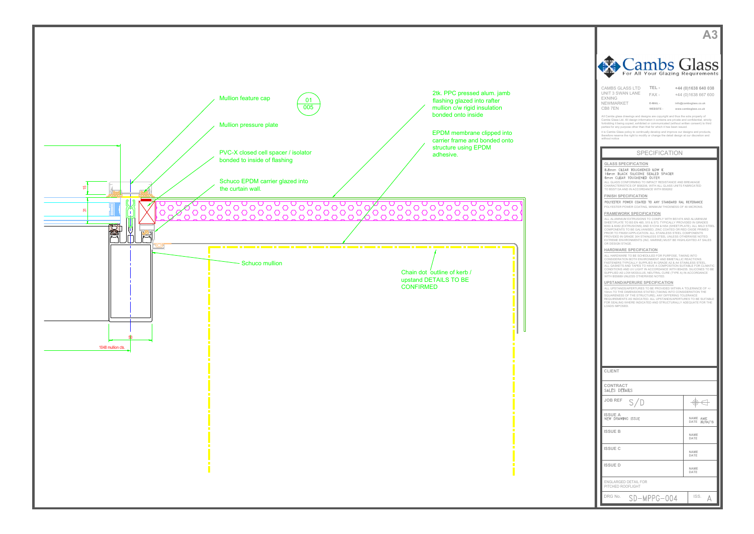Mullion feature cap

01
005

Mullion pressure plate

PVC-X closed cell spacer / isolator bonded to inside of flashing

Schuco EPDM carrier glazed into the curtain wall.

2tk. PPC pressed alum. jamb flashing glazed into rafter mullion c/w rigid insulation bonded onto inside

EPDM membrane clipped into carrier frame and bonded onto structure using EPDM adhesive.

15

31

Schuco mullion

Chain dot outline of kerb / upstand DETAILS TO BE CONFIRMED

50

1048 mullion cts.

A3

# Cambs Glass

For All Your Glazing Requirements

CAMBS GLASS LTD
UNIT 3 SWAN LANE
EXNING
NEWMARKET
CB8 7EN

TEL - +44 (0)1638 640 038
FAX - +44 (0)1638 667 600
E-MAIL - info@cambsglass.co.uk
WEBSITE - www.cambsglass.co.uk

All Cambs glass drawings and designs are copyright and thus the sole property of Cambs Glass Ltd. All design information it contains are private and confidential, strictly forbidding it being copied, exhibited or communicated (without written consent) to third parties for any purpose other than that for which it has been issued.

It is Cambs Glass policy to continually develop and improve our designs and products, therefore reserve the right to modify or change the detail design at our discretion and without notice.

## SPECIFICATION

### GLASS SPECIFICATION

8.8mm CLEAR TOUGHENED LOW E
16mm BLACK SILICONE SEALED SPACER
8mm CLEAR TOUGHENED OUTER

ALL GLASS CONFORMING TO IMPACT RESISTANCE AND BREAKAGE CHARACTERISTICS OF BS6206, WITH ALL GLASS UNITS FABRICATED TO BS5713A AND IN ACCORDANCE WITH BS6262

### FINISH SPECIFICATION

POLYESTER POWER COATED TO ANY STANDARD RAL REFERANCE

POLYESTER POWER COATING, MINIMUM THICKNESS OF 40 MICRONS.

### FRAMEWORK SPECIFICATION

ALL ALUMINIUM EXTRUSIONS TO COMPLY WITH BS1474 AND ALUMINIUM SHEET/PLATE TO BS EN 485, 515 & 573. TYPICALLY PROVIDED IN GRADES 6063 & 6082 (EXTRUSIONS) AND S1CH4 & NS4 (SHEET/PLATE). ALL MILD STEEL COMPONENTS TO BE GALVANISED, ZINC COATED OR RED OXIDE PRIMED PRIOR TO FINISH APPLICATION. ALL STAINLESS STEEL COMPONENTS PROVIDED IN GRADE 304 STAINLESS STEEL UNLESS OTHERWISE NOTED. EXTREME ENVIRONMENTS (INC. MARINE) MUST BE HIGHLIGHTED AT SALES OR DESIGN STAGE.

### HARDWARE SPECIFICATION

ALL HARDWARE TO BE SCHEDULED FOR PURPOSE, TAKING INTO CONSIDERATION BOTH ENVIRONMENT AND BIMETALLIC REACTIONS. FASTENERS TYPICALLY SUPPLIED IN GRADE A2 & A4 STAINLESS STEEL. ALL GASKETS AND TAPES TO HAVE A COMPOSITION SUITABLE FOR CLIMATIC CONDITIONS AND UV LIGHT IN ACCORDANCE WITH BS4255. SILICONES TO BE SUPPLIED AS LOW MODULUS, NEUTRAL CURE (TYPE A) IN ACCORDANCE WITH BS5889 UNLESS OTHERWISE NOTED.

### UPSTAND/APERURE SPECIFICATION

ALL UPSTANDS/APERTURES TO BE PROVIDED WITHIN A TOLERANCE OF +/- 10mm TO THE DIMENSIONS STATED (TAKING INTO CONSIDERATION THE SQUARENESS OF THE STRUCTURE). ANY DIFFERING TOLERANCE REQUIREMENTS AS INDICATED. ALL UPSTANDS/APERTURES TO BE SUITABLE FOR SEALING WHERE INDICATED AND STRUCTURALLY ADEQUATE FOR THE LOADS IMPOSED.

| | |
|---|---|
| CLIENT | |
| CONTRACT SALES DETAILS | |
| JOB REF S/D | |
| ISSUE A NEW DRAWING ISSUE | NAME AME DATE 30/04/15 |
| ISSUE B | NAME DATE |
| ISSUE C | NAME DATE |
| ISSUE D | NAME DATE |
| ENGLARGED DETAIL FOR PITCHED ROOFLIGHT | |
| DRG No. SD-MPPG-004 | ISS. A |